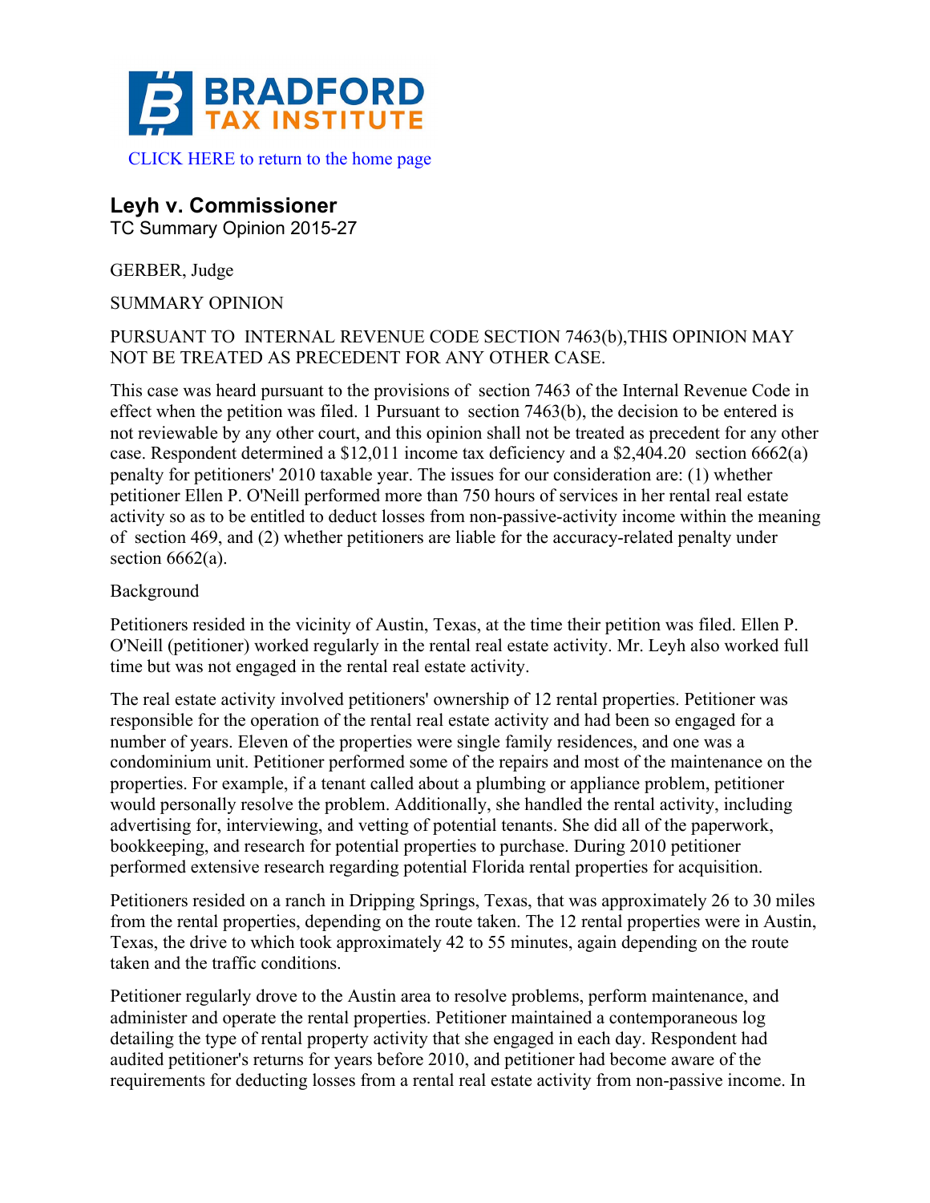**BRADFORD TAX INSTITUTE**

CLICK HERE to return to the home page

## Leyh v. Commissioner

TC Summary Opinion 2015-27

GERBER, Judge

SUMMARY OPINION

PURSUANT TO INTERNAL REVENUE CODE SECTION 7463(b),THIS OPINION MAY NOT BE TREATED AS PRECEDENT FOR ANY OTHER CASE.

This case was heard pursuant to the provisions of section 7463 of the Internal Revenue Code in effect when the petition was filed. 1 Pursuant to section 7463(b), the decision to be entered is not reviewable by any other court, and this opinion shall not be treated as precedent for any other case. Respondent determined a $12,011 income tax deficiency and a $2,404.20 section 6662(a) penalty for petitioners' 2010 taxable year. The issues for our consideration are: (1) whether petitioner Ellen P. O'Neill performed more than 750 hours of services in her rental real estate activity so as to be entitled to deduct losses from non-passive-activity income within the meaning of section 469, and (2) whether petitioners are liable for the accuracy-related penalty under section 6662(a).

Background

Petitioners resided in the vicinity of Austin, Texas, at the time their petition was filed. Ellen P. O'Neill (petitioner) worked regularly in the rental real estate activity. Mr. Leyh also worked full time but was not engaged in the rental real estate activity.

The real estate activity involved petitioners' ownership of 12 rental properties. Petitioner was responsible for the operation of the rental real estate activity and had been so engaged for a number of years. Eleven of the properties were single family residences, and one was a condominium unit. Petitioner performed some of the repairs and most of the maintenance on the properties. For example, if a tenant called about a plumbing or appliance problem, petitioner would personally resolve the problem. Additionally, she handled the rental activity, including advertising for, interviewing, and vetting of potential tenants. She did all of the paperwork, bookkeeping, and research for potential properties to purchase. During 2010 petitioner performed extensive research regarding potential Florida rental properties for acquisition.

Petitioners resided on a ranch in Dripping Springs, Texas, that was approximately 26 to 30 miles from the rental properties, depending on the route taken. The 12 rental properties were in Austin, Texas, the drive to which took approximately 42 to 55 minutes, again depending on the route taken and the traffic conditions.

Petitioner regularly drove to the Austin area to resolve problems, perform maintenance, and administer and operate the rental properties. Petitioner maintained a contemporaneous log detailing the type of rental property activity that she engaged in each day. Respondent had audited petitioner's returns for years before 2010, and petitioner had become aware of the requirements for deducting losses from a rental real estate activity from non-passive income. In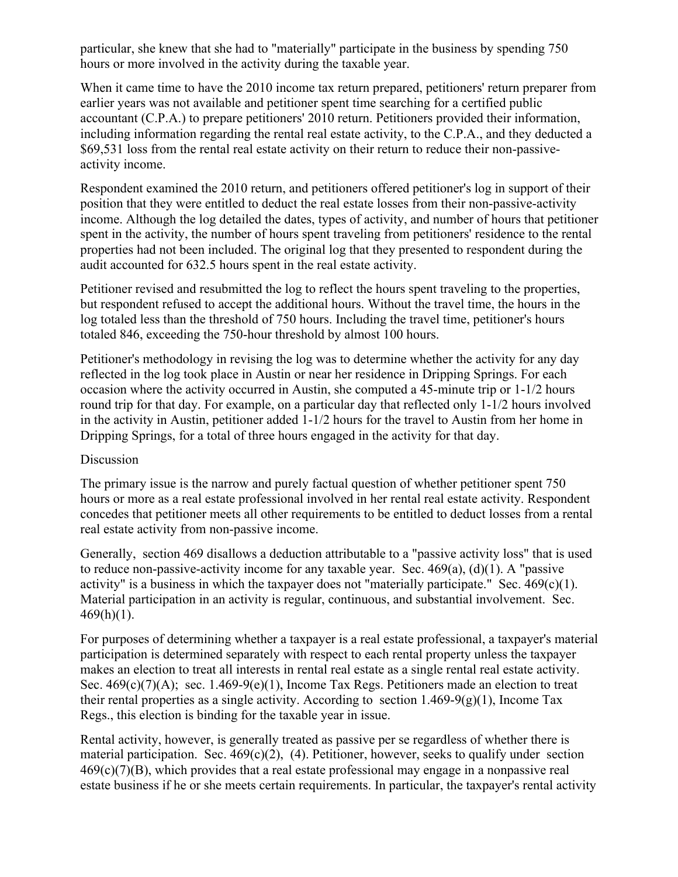particular, she knew that she had to "materially" participate in the business by spending 750 hours or more involved in the activity during the taxable year.

When it came time to have the 2010 income tax return prepared, petitioners' return preparer from earlier years was not available and petitioner spent time searching for a certified public accountant (C.P.A.) to prepare petitioners' 2010 return. Petitioners provided their information, including information regarding the rental real estate activity, to the C.P.A., and they deducted a $69,531 loss from the rental real estate activity on their return to reduce their non-passive-activity income.

Respondent examined the 2010 return, and petitioners offered petitioner's log in support of their position that they were entitled to deduct the real estate losses from their non-passive-activity income. Although the log detailed the dates, types of activity, and number of hours that petitioner spent in the activity, the number of hours spent traveling from petitioners' residence to the rental properties had not been included. The original log that they presented to respondent during the audit accounted for 632.5 hours spent in the real estate activity.

Petitioner revised and resubmitted the log to reflect the hours spent traveling to the properties, but respondent refused to accept the additional hours. Without the travel time, the hours in the log totaled less than the threshold of 750 hours. Including the travel time, petitioner's hours totaled 846, exceeding the 750-hour threshold by almost 100 hours.

Petitioner's methodology in revising the log was to determine whether the activity for any day reflected in the log took place in Austin or near her residence in Dripping Springs. For each occasion where the activity occurred in Austin, she computed a 45-minute trip or 1-1/2 hours round trip for that day. For example, on a particular day that reflected only 1-1/2 hours involved in the activity in Austin, petitioner added 1-1/2 hours for the travel to Austin from her home in Dripping Springs, for a total of three hours engaged in the activity for that day.

Discussion

The primary issue is the narrow and purely factual question of whether petitioner spent 750 hours or more as a real estate professional involved in her rental real estate activity. Respondent concedes that petitioner meets all other requirements to be entitled to deduct losses from a rental real estate activity from non-passive income.

Generally, section 469 disallows a deduction attributable to a "passive activity loss" that is used to reduce non-passive-activity income for any taxable year. Sec. 469(a), (d)(1). A "passive activity" is a business in which the taxpayer does not "materially participate." Sec. 469(c)(1). Material participation in an activity is regular, continuous, and substantial involvement. Sec. 469(h)(1).

For purposes of determining whether a taxpayer is a real estate professional, a taxpayer's material participation is determined separately with respect to each rental property unless the taxpayer makes an election to treat all interests in rental real estate as a single rental real estate activity. Sec. 469(c)(7)(A); sec. 1.469-9(e)(1), Income Tax Regs. Petitioners made an election to treat their rental properties as a single activity. According to section 1.469-9(g)(1), Income Tax Regs., this election is binding for the taxable year in issue.

Rental activity, however, is generally treated as passive per se regardless of whether there is material participation. Sec. 469(c)(2), (4). Petitioner, however, seeks to qualify under section 469(c)(7)(B), which provides that a real estate professional may engage in a nonpassive real estate business if he or she meets certain requirements. In particular, the taxpayer's rental activity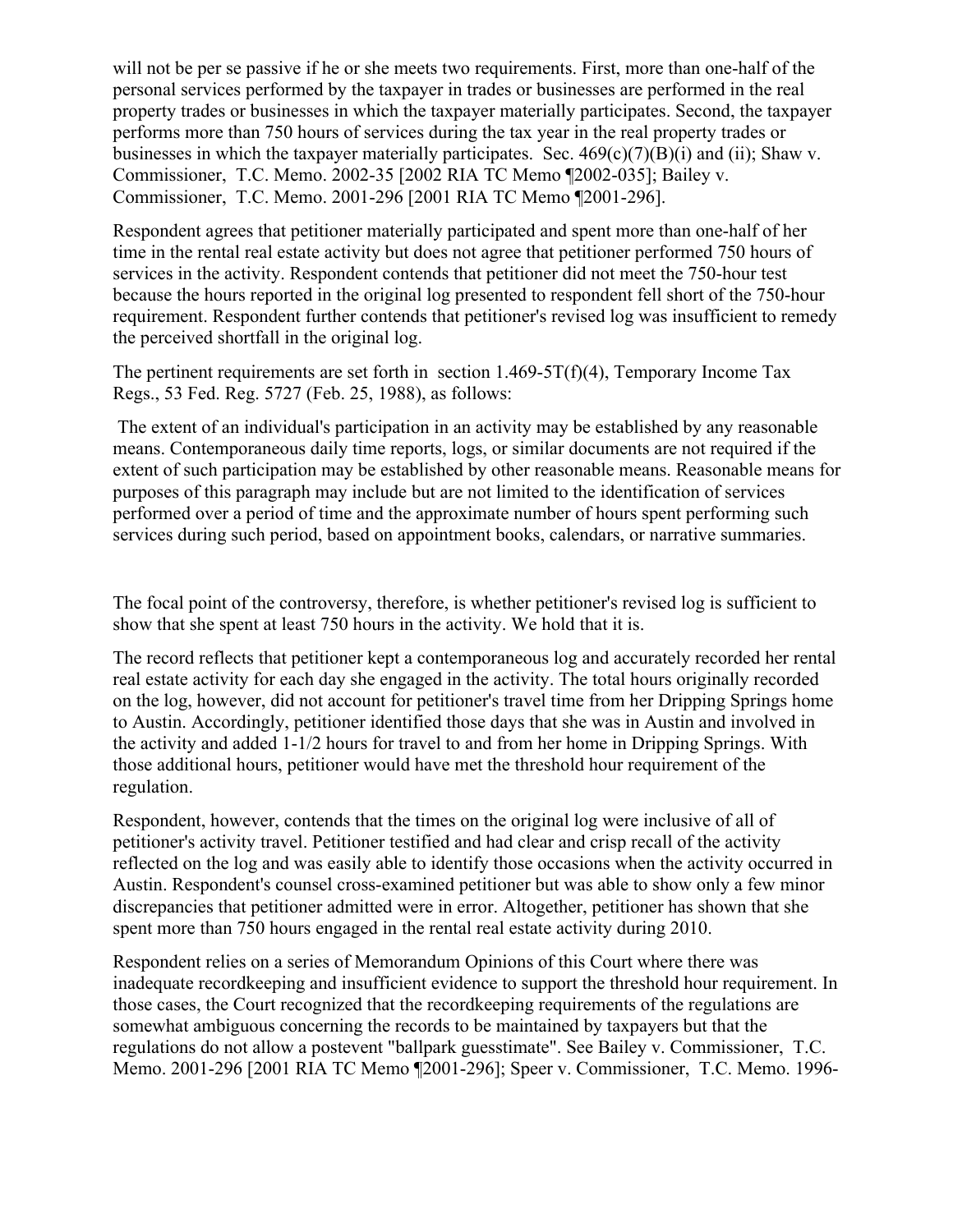will not be per se passive if he or she meets two requirements. First, more than one-half of the personal services performed by the taxpayer in trades or businesses are performed in the real property trades or businesses in which the taxpayer materially participates. Second, the taxpayer performs more than 750 hours of services during the tax year in the real property trades or businesses in which the taxpayer materially participates. Sec. 469(c)(7)(B)(i) and (ii); Shaw v. Commissioner, T.C. Memo. 2002-35 [2002 RIA TC Memo ¶2002-035]; Bailey v. Commissioner, T.C. Memo. 2001-296 [2001 RIA TC Memo ¶2001-296].

Respondent agrees that petitioner materially participated and spent more than one-half of her time in the rental real estate activity but does not agree that petitioner performed 750 hours of services in the activity. Respondent contends that petitioner did not meet the 750-hour test because the hours reported in the original log presented to respondent fell short of the 750-hour requirement. Respondent further contends that petitioner's revised log was insufficient to remedy the perceived shortfall in the original log.

The pertinent requirements are set forth in section 1.469-5T(f)(4), Temporary Income Tax Regs., 53 Fed. Reg. 5727 (Feb. 25, 1988), as follows:

> The extent of an individual's participation in an activity may be established by any reasonable means. Contemporaneous daily time reports, logs, or similar documents are not required if the extent of such participation may be established by other reasonable means. Reasonable means for purposes of this paragraph may include but are not limited to the identification of services performed over a period of time and the approximate number of hours spent performing such services during such period, based on appointment books, calendars, or narrative summaries.

The focal point of the controversy, therefore, is whether petitioner's revised log is sufficient to show that she spent at least 750 hours in the activity. We hold that it is.

The record reflects that petitioner kept a contemporaneous log and accurately recorded her rental real estate activity for each day she engaged in the activity. The total hours originally recorded on the log, however, did not account for petitioner's travel time from her Dripping Springs home to Austin. Accordingly, petitioner identified those days that she was in Austin and involved in the activity and added 1-1/2 hours for travel to and from her home in Dripping Springs. With those additional hours, petitioner would have met the threshold hour requirement of the regulation.

Respondent, however, contends that the times on the original log were inclusive of all of petitioner's activity travel. Petitioner testified and had clear and crisp recall of the activity reflected on the log and was easily able to identify those occasions when the activity occurred in Austin. Respondent's counsel cross-examined petitioner but was able to show only a few minor discrepancies that petitioner admitted were in error. Altogether, petitioner has shown that she spent more than 750 hours engaged in the rental real estate activity during 2010.

Respondent relies on a series of Memorandum Opinions of this Court where there was inadequate recordkeeping and insufficient evidence to support the threshold hour requirement. In those cases, the Court recognized that the recordkeeping requirements of the regulations are somewhat ambiguous concerning the records to be maintained by taxpayers but that the regulations do not allow a postevent "ballpark guesstimate". See Bailey v. Commissioner, T.C. Memo. 2001-296 [2001 RIA TC Memo ¶2001-296]; Speer v. Commissioner, T.C. Memo. 1996-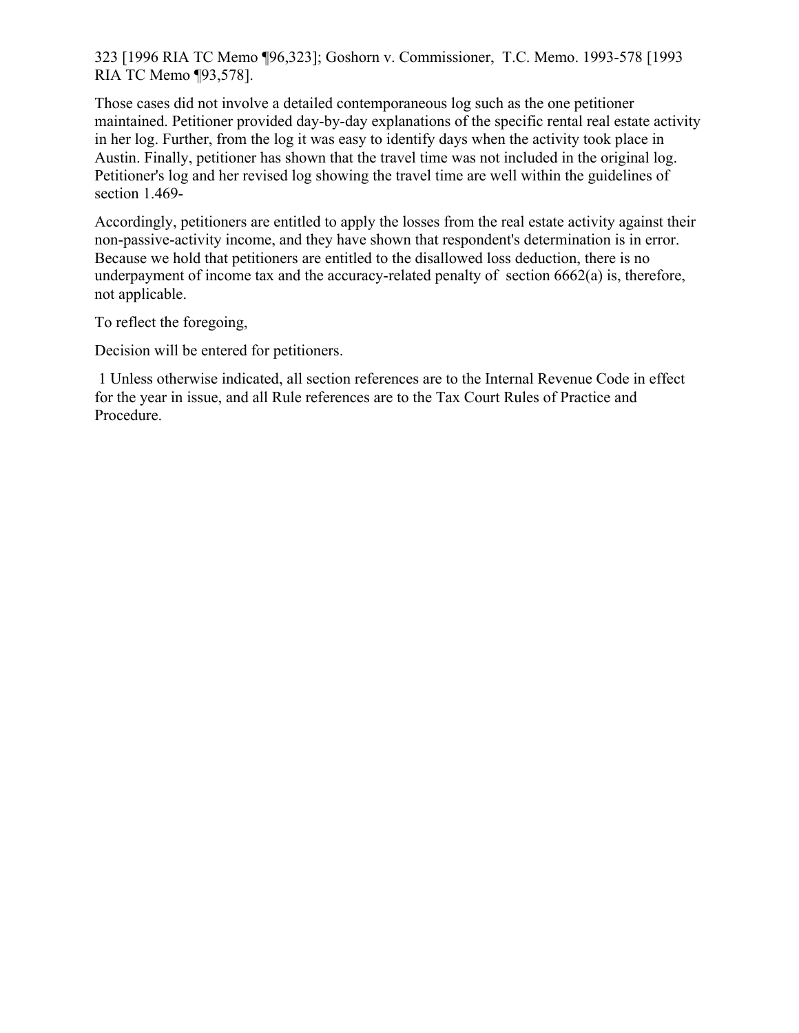323 [1996 RIA TC Memo ¶96,323]; Goshorn v. Commissioner, T.C. Memo. 1993-578 [1993 RIA TC Memo ¶93,578].

Those cases did not involve a detailed contemporaneous log such as the one petitioner maintained. Petitioner provided day-by-day explanations of the specific rental real estate activity in her log. Further, from the log it was easy to identify days when the activity took place in Austin. Finally, petitioner has shown that the travel time was not included in the original log. Petitioner's log and her revised log showing the travel time are well within the guidelines of section 1.469-

Accordingly, petitioners are entitled to apply the losses from the real estate activity against their non-passive-activity income, and they have shown that respondent's determination is in error. Because we hold that petitioners are entitled to the disallowed loss deduction, there is no underpayment of income tax and the accuracy-related penalty of section 6662(a) is, therefore, not applicable.

To reflect the foregoing,

Decision will be entered for petitioners.

1 Unless otherwise indicated, all section references are to the Internal Revenue Code in effect for the year in issue, and all Rule references are to the Tax Court Rules of Practice and Procedure.